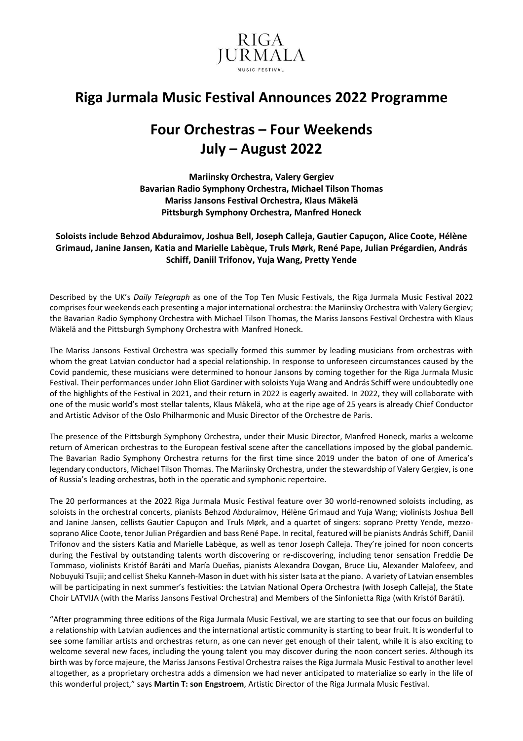RIGA
JURMALA
MUSIC FESTIVAL

# Riga Jurmala Music Festival Announces 2022 Programme

# Four Orchestras – Four Weekends
# July – August 2022

**Mariinsky Orchestra, Valery Gergiev**
**Bavarian Radio Symphony Orchestra, Michael Tilson Thomas**
**Mariss Jansons Festival Orchestra, Klaus Mäkelä**
**Pittsburgh Symphony Orchestra, Manfred Honeck**

**Soloists include Behzod Abduraimov, Joshua Bell, Joseph Calleja, Gautier Capuçon, Alice Coote, Hélène Grimaud, Janine Jansen, Katia and Marielle Labèque, Truls Mørk, René Pape, Julian Prégardien, András Schiff, Daniil Trifonov, Yuja Wang, Pretty Yende**

Described by the UK's *Daily Telegraph* as one of the Top Ten Music Festivals, the Riga Jurmala Music Festival 2022 comprises four weekends each presenting a major international orchestra: the Mariinsky Orchestra with Valery Gergiev; the Bavarian Radio Symphony Orchestra with Michael Tilson Thomas, the Mariss Jansons Festival Orchestra with Klaus Mäkelä and the Pittsburgh Symphony Orchestra with Manfred Honeck.

The Mariss Jansons Festival Orchestra was specially formed this summer by leading musicians from orchestras with whom the great Latvian conductor had a special relationship. In response to unforeseen circumstances caused by the Covid pandemic, these musicians were determined to honour Jansons by coming together for the Riga Jurmala Music Festival. Their performances under John Eliot Gardiner with soloists Yuja Wang and András Schiff were undoubtedly one of the highlights of the Festival in 2021, and their return in 2022 is eagerly awaited. In 2022, they will collaborate with one of the music world's most stellar talents, Klaus Mäkelä, who at the ripe age of 25 years is already Chief Conductor and Artistic Advisor of the Oslo Philharmonic and Music Director of the Orchestre de Paris.

The presence of the Pittsburgh Symphony Orchestra, under their Music Director, Manfred Honeck, marks a welcome return of American orchestras to the European festival scene after the cancellations imposed by the global pandemic. The Bavarian Radio Symphony Orchestra returns for the first time since 2019 under the baton of one of America's legendary conductors, Michael Tilson Thomas. The Mariinsky Orchestra, under the stewardship of Valery Gergiev, is one of Russia's leading orchestras, both in the operatic and symphonic repertoire.

The 20 performances at the 2022 Riga Jurmala Music Festival feature over 30 world-renowned soloists including, as soloists in the orchestral concerts, pianists Behzod Abduraimov, Hélène Grimaud and Yuja Wang; violinists Joshua Bell and Janine Jansen, cellists Gautier Capuçon and Truls Mørk, and a quartet of singers: soprano Pretty Yende, mezzo-soprano Alice Coote, tenor Julian Prégardien and bass René Pape. In recital, featured will be pianists András Schiff, Daniil Trifonov and the sisters Katia and Marielle Labèque, as well as tenor Joseph Calleja. They're joined for noon concerts during the Festival by outstanding talents worth discovering or re-discovering, including tenor sensation Freddie De Tommaso, violinists Kristóf Baráti and María Dueñas, pianists Alexandra Dovgan, Bruce Liu, Alexander Malofeev, and Nobuyuki Tsujii; and cellist Sheku Kanneh-Mason in duet with his sister Isata at the piano. A variety of Latvian ensembles will be participating in next summer's festivities: the Latvian National Opera Orchestra (with Joseph Calleja), the State Choir LATVIJA (with the Mariss Jansons Festival Orchestra) and Members of the Sinfonietta Riga (with Kristóf Baráti).

"After programming three editions of the Riga Jurmala Music Festival, we are starting to see that our focus on building a relationship with Latvian audiences and the international artistic community is starting to bear fruit. It is wonderful to see some familiar artists and orchestras return, as one can never get enough of their talent, while it is also exciting to welcome several new faces, including the young talent you may discover during the noon concert series. Although its birth was by force majeure, the Mariss Jansons Festival Orchestra raises the Riga Jurmala Music Festival to another level altogether, as a proprietary orchestra adds a dimension we had never anticipated to materialize so early in the life of this wonderful project," says **Martin T: son Engstroem**, Artistic Director of the Riga Jurmala Music Festival.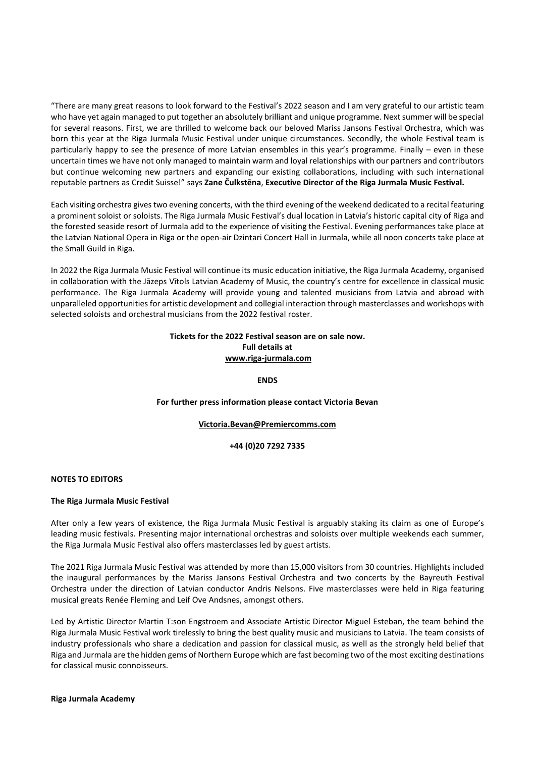"There are many great reasons to look forward to the Festival's 2022 season and I am very grateful to our artistic team who have yet again managed to put together an absolutely brilliant and unique programme. Next summer will be special for several reasons. First, we are thrilled to welcome back our beloved Mariss Jansons Festival Orchestra, which was born this year at the Riga Jurmala Music Festival under unique circumstances. Secondly, the whole Festival team is particularly happy to see the presence of more Latvian ensembles in this year's programme. Finally – even in these uncertain times we have not only managed to maintain warm and loyal relationships with our partners and contributors but continue welcoming new partners and expanding our existing collaborations, including with such international reputable partners as Credit Suisse!" says **Zane Čulkstēna**, **Executive Director of the Riga Jurmala Music Festival.**

Each visiting orchestra gives two evening concerts, with the third evening of the weekend dedicated to a recital featuring a prominent soloist or soloists. The Riga Jurmala Music Festival's dual location in Latvia's historic capital city of Riga and the forested seaside resort of Jurmala add to the experience of visiting the Festival. Evening performances take place at the Latvian National Opera in Riga or the open-air Dzintari Concert Hall in Jurmala, while all noon concerts take place at the Small Guild in Riga.

In 2022 the Riga Jurmala Music Festival will continue its music education initiative, the Riga Jurmala Academy, organised in collaboration with the Jāzeps Vītols Latvian Academy of Music, the country's centre for excellence in classical music performance. The Riga Jurmala Academy will provide young and talented musicians from Latvia and abroad with unparalleled opportunities for artistic development and collegial interaction through masterclasses and workshops with selected soloists and orchestral musicians from the 2022 festival roster.

**Tickets for the 2022 Festival season are on sale now.**
**Full details at**
**www.riga-jurmala.com**

**ENDS**

**For further press information please contact Victoria Bevan**

**Victoria.Bevan@Premiercomms.com**

**+44 (0)20 7292 7335**

**NOTES TO EDITORS**

**The Riga Jurmala Music Festival**

After only a few years of existence, the Riga Jurmala Music Festival is arguably staking its claim as one of Europe's leading music festivals. Presenting major international orchestras and soloists over multiple weekends each summer, the Riga Jurmala Music Festival also offers masterclasses led by guest artists.

The 2021 Riga Jurmala Music Festival was attended by more than 15,000 visitors from 30 countries. Highlights included the inaugural performances by the Mariss Jansons Festival Orchestra and two concerts by the Bayreuth Festival Orchestra under the direction of Latvian conductor Andris Nelsons. Five masterclasses were held in Riga featuring musical greats Renée Fleming and Leif Ove Andsnes, amongst others.

Led by Artistic Director Martin T:son Engstroem and Associate Artistic Director Miguel Esteban, the team behind the Riga Jurmala Music Festival work tirelessly to bring the best quality music and musicians to Latvia. The team consists of industry professionals who share a dedication and passion for classical music, as well as the strongly held belief that Riga and Jurmala are the hidden gems of Northern Europe which are fast becoming two of the most exciting destinations for classical music connoisseurs.

**Riga Jurmala Academy**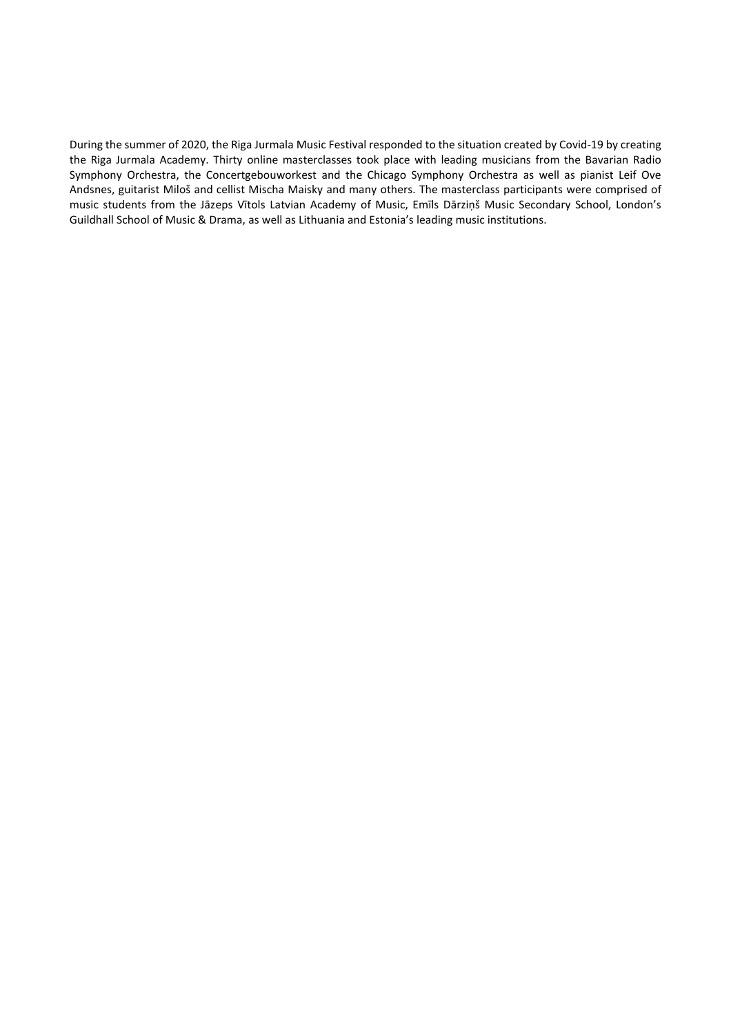During the summer of 2020, the Riga Jurmala Music Festival responded to the situation created by Covid-19 by creating the Riga Jurmala Academy. Thirty online masterclasses took place with leading musicians from the Bavarian Radio Symphony Orchestra, the Concertgebouworkest and the Chicago Symphony Orchestra as well as pianist Leif Ove Andsnes, guitarist Miloš and cellist Mischa Maisky and many others. The masterclass participants were comprised of music students from the Jāzeps Vītols Latvian Academy of Music, Emīls Dārziņš Music Secondary School, London's Guildhall School of Music & Drama, as well as Lithuania and Estonia's leading music institutions.